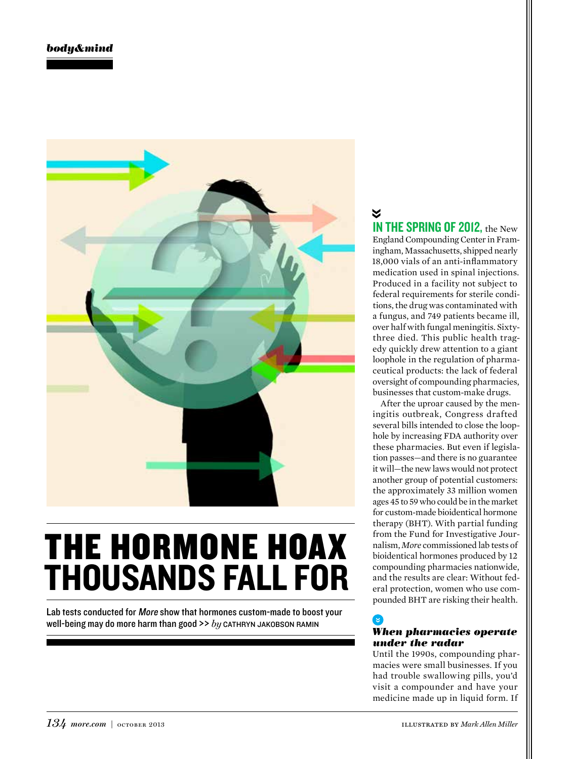# THE HORMONE HOAX THOUSANDS FALL FOR

Lab tests conducted for *More* show that hormones custom-made to boost your well-being may do more harm than good >> *by* CATHRYN JAKOBSON RAMIN

**IN THE SPRING OF 2012,** the New England Compounding Center in Framingham, Massachusetts, shipped nearly 18,000 vials of an anti-inflammatory medication used in spinal injections. Produced in a facility not subject to federal requirements for sterile conditions, the drug was contaminated with a fungus, and 749 patients became ill, over half with fungal meningitis. Sixty-three died. This public health tragedy quickly drew attention to a giant loophole in the regulation of pharmaceutical products: the lack of federal oversight of compounding pharmacies, businesses that custom-make drugs.

After the uproar caused by the meningitis outbreak, Congress drafted several bills intended to close the loophole by increasing FDA authority over these pharmacies. But even if legislation passes—and there is no guarantee it will—the new laws would not protect another group of potential customers: the approximately 33 million women ages 45 to 59 who could be in the market for custom-made bioidentical hormone therapy (BHT). With partial funding from the Fund for Investigative Journalism, *More* commissioned lab tests of bioidentical hormones produced by 12 compounding pharmacies nationwide, and the results are clear: Without federal protection, women who use compounded BHT are risking their health.

### *When pharmacies operate under the radar*

Until the 1990s, compounding pharmacies were small businesses. If you had trouble swallowing pills, you'd visit a compounder and have your medicine made up in liquid form. If

ILLUSTRATED BY *Mark Allen Miller*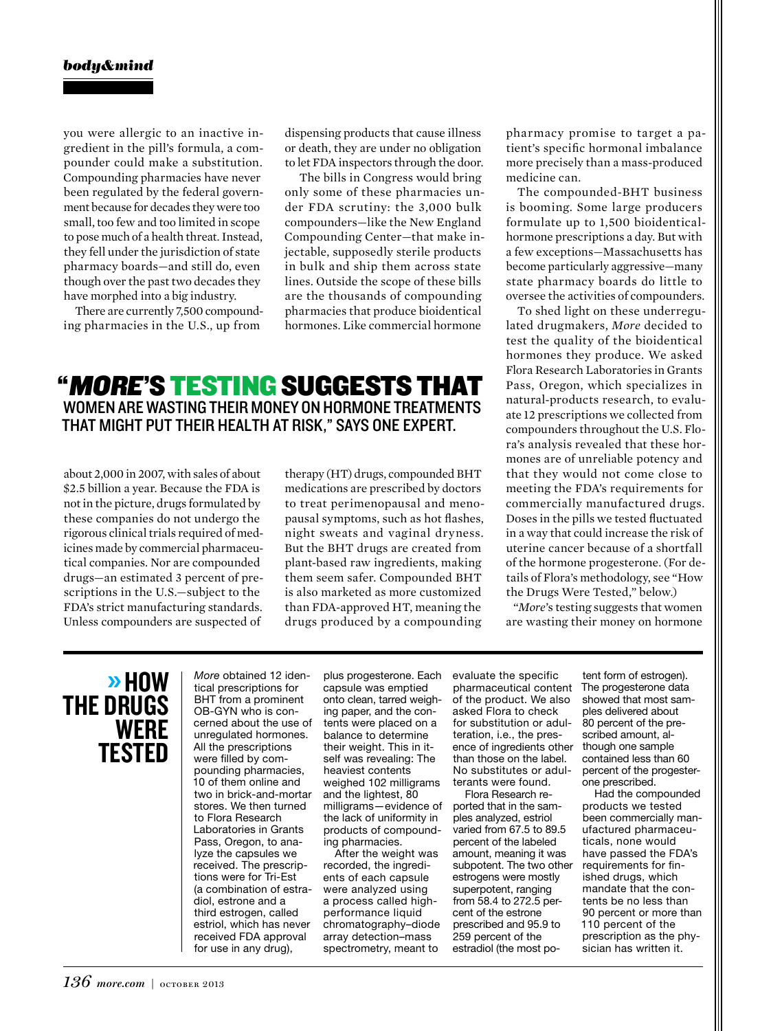you were allergic to an inactive ingredient in the pill's formula, a compounder could make a substitution. Compounding pharmacies have never been regulated by the federal government because for decades they were too small, too few and too limited in scope to pose much of a health threat. Instead, they fell under the jurisdiction of state pharmacy boards—and still do, even though over the past two decades they have morphed into a big industry.

There are currently 7,500 compounding pharmacies in the U.S., up from about 2,000 in 2007, with sales of about $2.5 billion a year. Because the FDA is not in the picture, drugs formulated by these companies do not undergo the rigorous clinical trials required of medicines made by commercial pharmaceutical companies. Nor are compounded drugs—an estimated 3 percent of prescriptions in the U.S.—subject to the FDA's strict manufacturing standards. Unless compounders are suspected of dispensing products that cause illness or death, they are under no obligation to let FDA inspectors through the door.

The bills in Congress would bring only some of these pharmacies under FDA scrutiny: the 3,000 bulk compounders—like the New England Compounding Center—that make injectable, supposedly sterile products in bulk and ship them across state lines. Outside the scope of these bills are the thousands of compounding pharmacies that produce bioidentical hormones. Like commercial hormone therapy (HT) drugs, compounded BHT medications are prescribed by doctors to treat perimenopausal and menopausal symptoms, such as hot flashes, night sweats and vaginal dryness. But the BHT drugs are created from plant-based raw ingredients, making them seem safer. Compounded BHT is also marketed as more customized than FDA-approved HT, meaning the drugs produced by a compounding pharmacy promise to target a patient's specific hormonal imbalance more precisely than a mass-produced medicine can.

> **"*MORE*'S TESTING SUGGESTS THAT WOMEN ARE WASTING THEIR MONEY ON HORMONE TREATMENTS THAT MIGHT PUT THEIR HEALTH AT RISK," SAYS ONE EXPERT.**

The compounded-BHT business is booming. Some large producers formulate up to 1,500 bioidentical-hormone prescriptions a day. But with a few exceptions—Massachusetts has become particularly aggressive—many state pharmacy boards do little to oversee the activities of compounders.

To shed light on these underregulated drugmakers, *More* decided to test the quality of the bioidentical hormones they produce. We asked Flora Research Laboratories in Grants Pass, Oregon, which specializes in natural-products research, to evaluate 12 prescriptions we collected from compounders throughout the U.S. Flora's analysis revealed that these hormones are of unreliable potency and that they would not come close to meeting the FDA's requirements for commercially manufactured drugs. Doses in the pills we tested fluctuated in a way that could increase the risk of uterine cancer because of a shortfall of the hormone progesterone. (For details of Flora's methodology, see "How the Drugs Were Tested," below.)

"*More*'s testing suggests that women are wasting their money on hormone

## » HOW THE DRUGS WERE TESTED

*More* obtained 12 identical prescriptions for BHT from a prominent OB-GYN who is concerned about the use of unregulated hormones. All the prescriptions were filled by compounding pharmacies, 10 of them online and two in brick-and-mortar stores. We then turned to Flora Research Laboratories in Grants Pass, Oregon, to analyze the capsules we received. The prescriptions were for Tri-Est (a combination of estradiol, estrone and a third estrogen, called estriol, which has never received FDA approval for use in any drug), plus progesterone. Each capsule was emptied onto clean, tarred weighing paper, and the contents were placed on a balance to determine their weight. This in itself was revealing: The heaviest contents weighed 102 milligrams and the lightest, 80 milligrams—evidence of the lack of uniformity in products of compounding pharmacies.

After the weight was recorded, the ingredients of each capsule were analyzed using a process called high-performance liquid chromatography–diode array detection–mass spectrometry, meant to evaluate the specific pharmaceutical content of the product. We also asked Flora to check for substitution or adulteration, i.e., the presence of ingredients other than those on the label. No substitutes or adulterants were found.

Flora Research reported that in the samples analyzed, estriol varied from 67.5 to 89.5 percent of the labeled amount, meaning it was subpotent. The two other estrogens were mostly superpotent, ranging from 58.4 to 272.5 percent of the estrone prescribed and 95.9 to 259 percent of the estradiol (the most potent form of estrogen). The progesterone data showed that most samples delivered about 80 percent of the prescribed amount, although one sample contained less than 60 percent of the progesterone prescribed.

Had the compounded products we tested been commercially manufactured pharmaceuticals, none would have passed the FDA's requirements for finished drugs, which mandate that the contents be no less than 90 percent or more than 110 percent of the prescription as the physician has written it.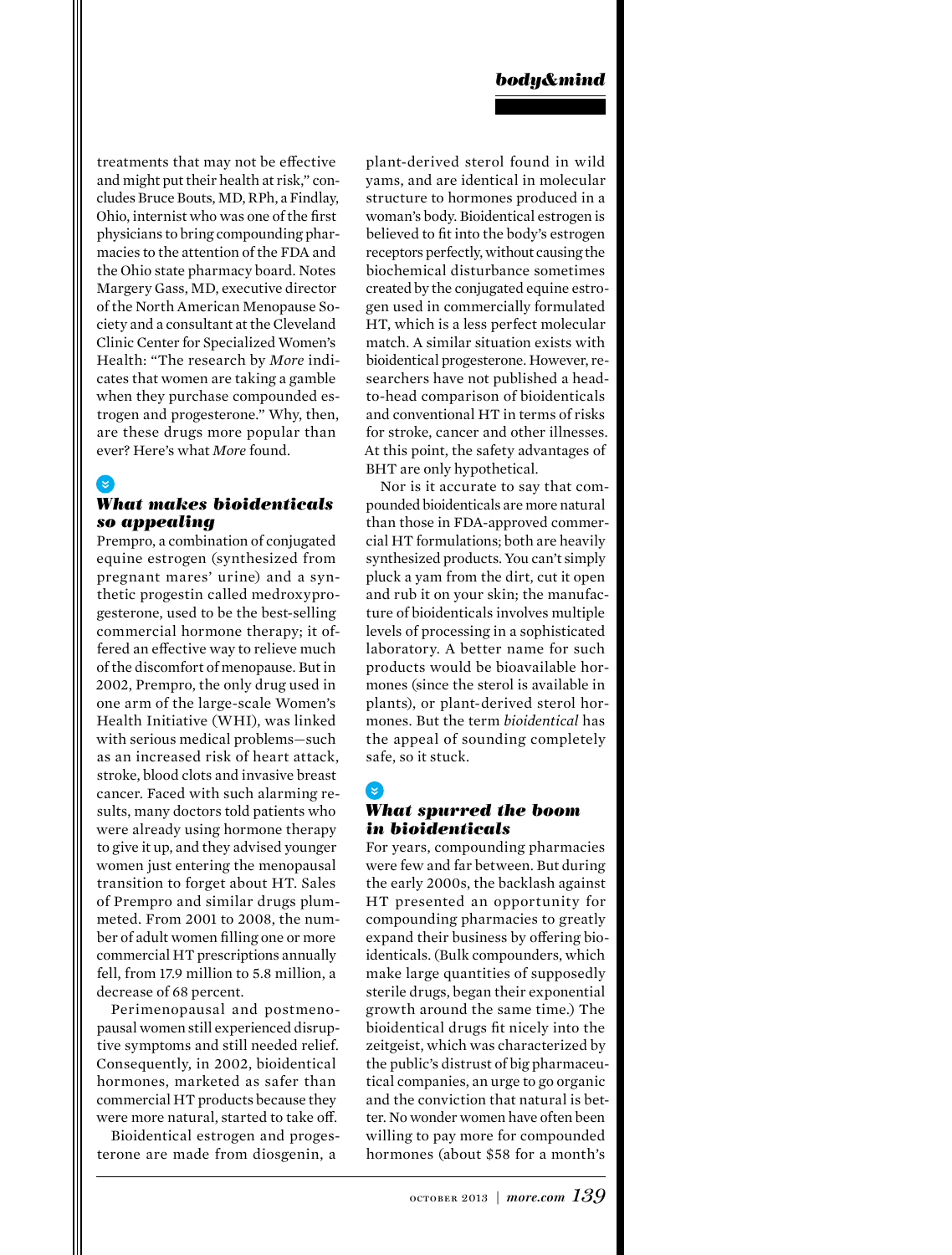treatments that may not be effective and might put their health at risk," concludes Bruce Bouts, MD, RPh, a Findlay, Ohio, internist who was one of the first physicians to bring compounding pharmacies to the attention of the FDA and the Ohio state pharmacy board. Notes Margery Gass, MD, executive director of the North American Menopause Society and a consultant at the Cleveland Clinic Center for Specialized Women's Health: "The research by *More* indicates that women are taking a gamble when they purchase compounded estrogen and progesterone." Why, then, are these drugs more popular than ever? Here's what *More* found.

## *What makes bioidenticals so appealing*

Prempro, a combination of conjugated equine estrogen (synthesized from pregnant mares' urine) and a synthetic progestin called medroxyprogesterone, used to be the best-selling commercial hormone therapy; it offered an effective way to relieve much of the discomfort of menopause. But in 2002, Prempro, the only drug used in one arm of the large-scale Women's Health Initiative (WHI), was linked with serious medical problems—such as an increased risk of heart attack, stroke, blood clots and invasive breast cancer. Faced with such alarming results, many doctors told patients who were already using hormone therapy to give it up, and they advised younger women just entering the menopausal transition to forget about HT. Sales of Prempro and similar drugs plummeted. From 2001 to 2008, the number of adult women filling one or more commercial HT prescriptions annually fell, from 17.9 million to 5.8 million, a decrease of 68 percent.

Perimenopausal and postmenopausal women still experienced disruptive symptoms and still needed relief. Consequently, in 2002, bioidentical hormones, marketed as safer than commercial HT products because they were more natural, started to take off.

Bioidentical estrogen and progesterone are made from diosgenin, a plant-derived sterol found in wild yams, and are identical in molecular structure to hormones produced in a woman's body. Bioidentical estrogen is believed to fit into the body's estrogen receptors perfectly, without causing the biochemical disturbance sometimes created by the conjugated equine estrogen used in commercially formulated HT, which is a less perfect molecular match. A similar situation exists with bioidentical progesterone. However, researchers have not published a head-to-head comparison of bioidenticals and conventional HT in terms of risks for stroke, cancer and other illnesses. At this point, the safety advantages of BHT are only hypothetical.

Nor is it accurate to say that compounded bioidenticals are more natural than those in FDA-approved commercial HT formulations; both are heavily synthesized products. You can't simply pluck a yam from the dirt, cut it open and rub it on your skin; the manufacture of bioidenticals involves multiple levels of processing in a sophisticated laboratory. A better name for such products would be bioavailable hormones (since the sterol is available in plants), or plant-derived sterol hormones. But the term *bioidentical* has the appeal of sounding completely safe, so it stuck.

## *What spurred the boom in bioidenticals*

For years, compounding pharmacies were few and far between. But during the early 2000s, the backlash against HT presented an opportunity for compounding pharmacies to greatly expand their business by offering bioidenticals. (Bulk compounders, which make large quantities of supposedly sterile drugs, began their exponential growth around the same time.) The bioidentical drugs fit nicely into the zeitgeist, which was characterized by the public's distrust of big pharmaceutical companies, an urge to go organic and the conviction that natural is better. No wonder women have often been willing to pay more for compounded hormones (about $58 for a month's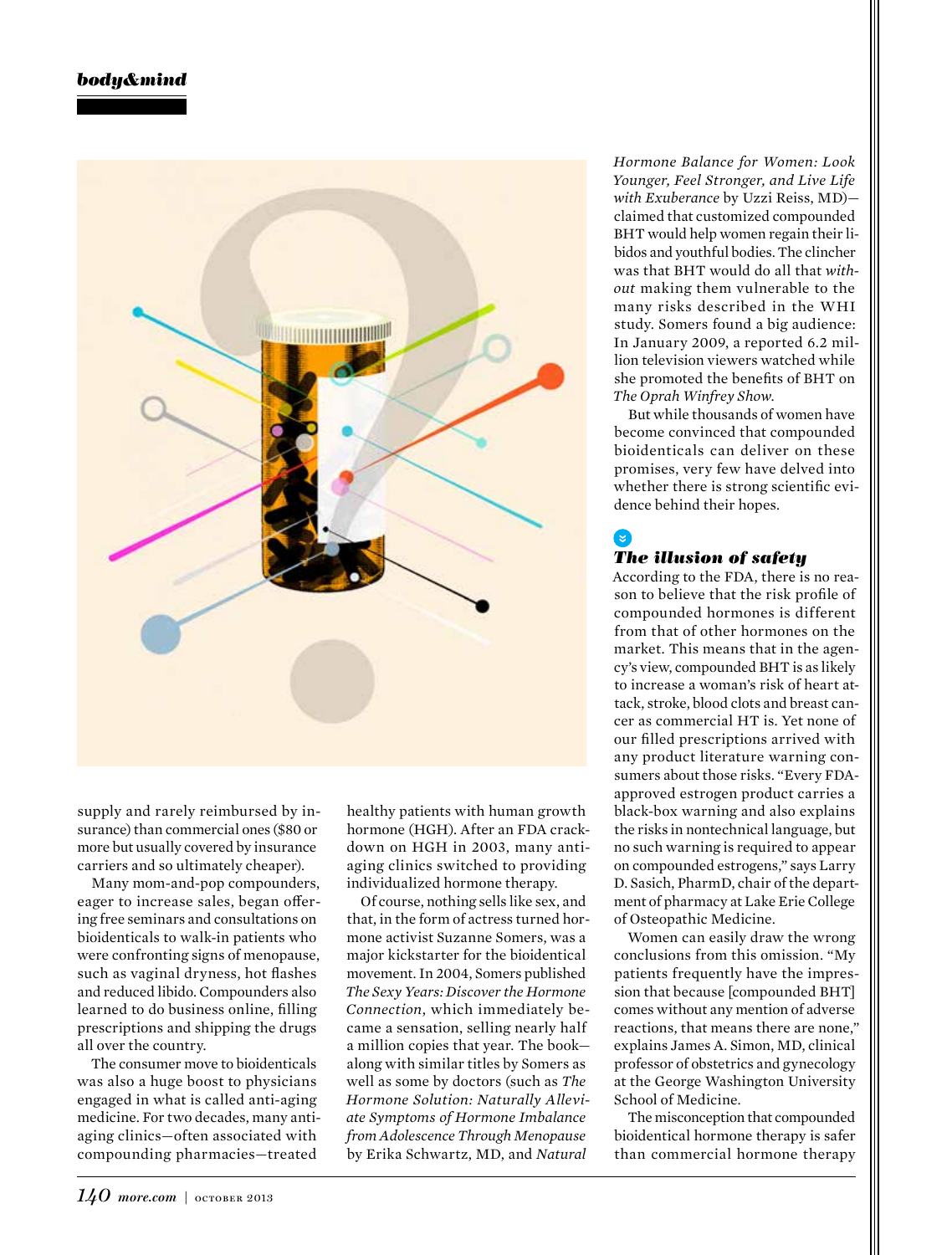supply and rarely reimbursed by insurance) than commercial ones ($80 or more but usually covered by insurance carriers and so ultimately cheaper).

Many mom-and-pop compounders, eager to increase sales, began offering free seminars and consultations on bioidenticals to walk-in patients who were confronting signs of menopause, such as vaginal dryness, hot flashes and reduced libido. Compounders also learned to do business online, filling prescriptions and shipping the drugs all over the country.

The consumer move to bioidenticals was also a huge boost to physicians engaged in what is called anti-aging medicine. For two decades, many anti-aging clinics—often associated with compounding pharmacies—treated healthy patients with human growth hormone (HGH). After an FDA crackdown on HGH in 2003, many anti-aging clinics switched to providing individualized hormone therapy.

Of course, nothing sells like sex, and that, in the form of actress turned hormone activist Suzanne Somers, was a major kickstarter for the bioidentical movement. In 2004, Somers published *The Sexy Years: Discover the Hormone Connection*, which immediately became a sensation, selling nearly half a million copies that year. The book—along with similar titles by Somers as well as some by doctors (such as *The Hormone Solution: Naturally Alleviate Symptoms of Hormone Imbalance from Adolescence Through Menopause* by Erika Schwartz, MD, and *Natural Hormone Balance for Women: Look Younger, Feel Stronger, and Live Life with Exuberance* by Uzzi Reiss, MD)—claimed that customized compounded BHT would help women regain their libidos and youthful bodies. The clincher was that BHT would do all that *without* making them vulnerable to the many risks described in the WHI study. Somers found a big audience: In January 2009, a reported 6.2 million television viewers watched while she promoted the benefits of BHT on *The Oprah Winfrey Show*.

But while thousands of women have become convinced that compounded bioidenticals can deliver on these promises, very few have delved into whether there is strong scientific evidence behind their hopes.

## *The illusion of safety*

According to the FDA, there is no reason to believe that the risk profile of compounded hormones is different from that of other hormones on the market. This means that in the agency's view, compounded BHT is as likely to increase a woman's risk of heart attack, stroke, blood clots and breast cancer as commercial HT is. Yet none of our filled prescriptions arrived with any product literature warning consumers about those risks. "Every FDA-approved estrogen product carries a black-box warning and also explains the risks in nontechnical language, but no such warning is required to appear on compounded estrogens," says Larry D. Sasich, PharmD, chair of the department of pharmacy at Lake Erie College of Osteopathic Medicine.

Women can easily draw the wrong conclusions from this omission. "My patients frequently have the impression that because [compounded BHT] comes without any mention of adverse reactions, that means there are none," explains James A. Simon, MD, clinical professor of obstetrics and gynecology at the George Washington University School of Medicine.

The misconception that compounded bioidentical hormone therapy is safer than commercial hormone therapy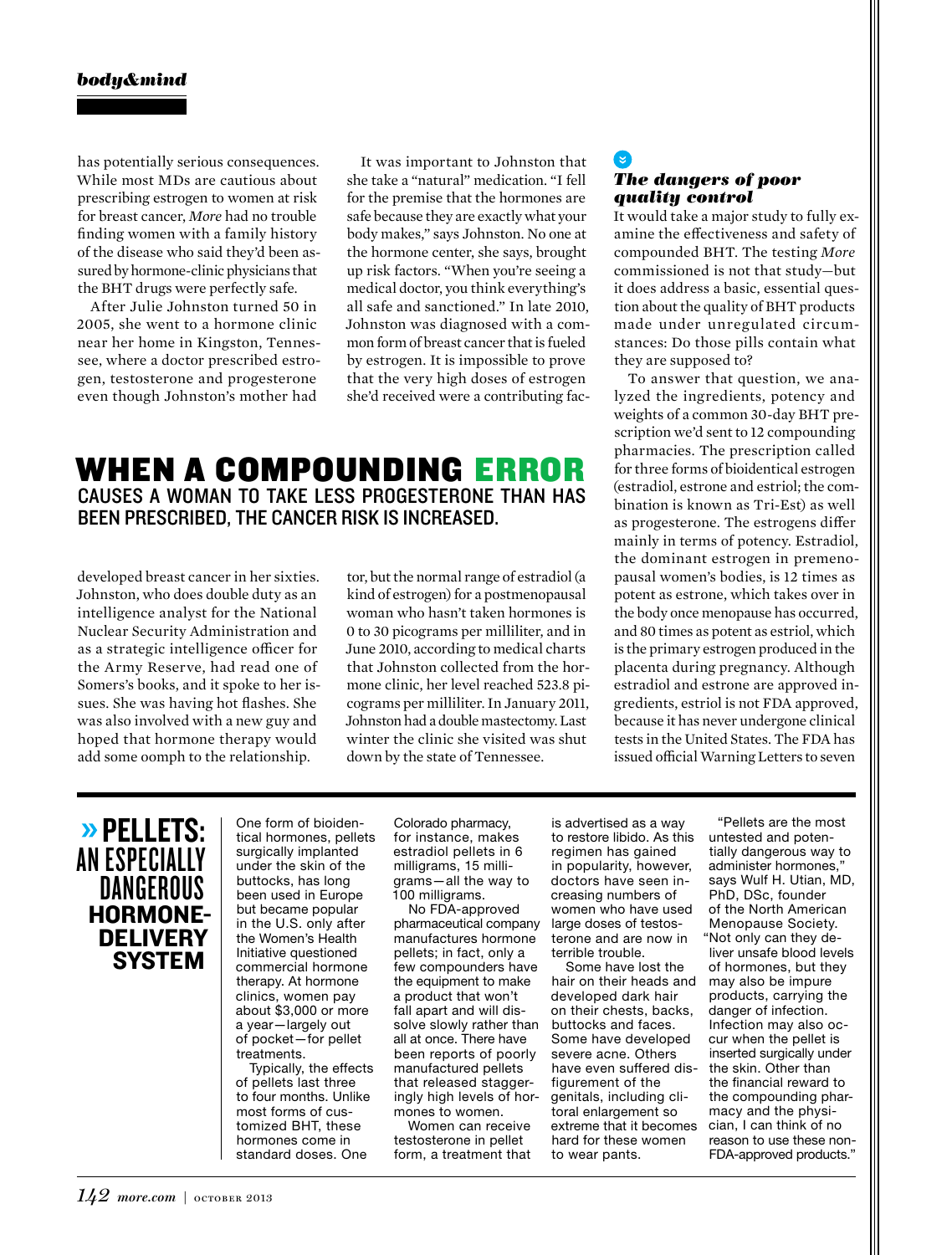has potentially serious consequences. While most MDs are cautious about prescribing estrogen to women at risk for breast cancer, *More* had no trouble finding women with a family history of the disease who said they'd been assured by hormone-clinic physicians that the BHT drugs were perfectly safe.

After Julie Johnston turned 50 in 2005, she went to a hormone clinic near her home in Kingston, Tennessee, where a doctor prescribed estrogen, testosterone and progesterone even though Johnston's mother had developed breast cancer in her sixties. Johnston, who does double duty as an intelligence analyst for the National Nuclear Security Administration and as a strategic intelligence officer for the Army Reserve, had read one of Somers's books, and it spoke to her issues. She was having hot flashes. She was also involved with a new guy and hoped that hormone therapy would add some oomph to the relationship.

It was important to Johnston that she take a "natural" medication. "I fell for the premise that the hormones are safe because they are exactly what your body makes," says Johnston. No one at the hormone center, she says, brought up risk factors. "When you're seeing a medical doctor, you think everything's all safe and sanctioned." In late 2010, Johnston was diagnosed with a common form of breast cancer that is fueled by estrogen. It is impossible to prove that the very high doses of estrogen she'd received were a contributing factor, but the normal range of estradiol (a kind of estrogen) for a postmenopausal woman who hasn't taken hormones is 0 to 30 picograms per milliliter, and in June 2010, according to medical charts that Johnston collected from the hormone clinic, her level reached 523.8 picograms per milliliter. In January 2011, Johnston had a double mastectomy. Last winter the clinic she visited was shut down by the state of Tennessee.

## WHEN A COMPOUNDING ERROR CAUSES A WOMAN TO TAKE LESS PROGESTERONE THAN HAS BEEN PRESCRIBED, THE CANCER RISK IS INCREASED.

### The dangers of poor quality control

It would take a major study to fully examine the effectiveness and safety of compounded BHT. The testing *More* commissioned is not that study—but it does address a basic, essential question about the quality of BHT products made under unregulated circumstances: Do those pills contain what they are supposed to?

To answer that question, we analyzed the ingredients, potency and weights of a common 30-day BHT prescription we'd sent to 12 compounding pharmacies. The prescription called for three forms of bioidentical estrogen (estradiol, estrone and estriol; the combination is known as Tri-Est) as well as progesterone. The estrogens differ mainly in terms of potency. Estradiol, the dominant estrogen in premenopausal women's bodies, is 12 times as potent as estrone, which takes over in the body once menopause has occurred, and 80 times as potent as estriol, which is the primary estrogen produced in the placenta during pregnancy. Although estradiol and estrone are approved ingredients, estriol is not FDA approved, because it has never undergone clinical tests in the United States. The FDA has issued official Warning Letters to seven

## » PELLETS: AN ESPECIALLY DANGEROUS HORMONE-DELIVERY SYSTEM

One form of bioidentical hormones, pellets surgically implanted under the skin of the buttocks, has long been used in Europe but became popular in the U.S. only after the Women's Health Initiative questioned commercial hormone therapy. At hormone clinics, women pay about $3,000 or more a year—largely out of pocket—for pellet treatments.

Typically, the effects of pellets last three to four months. Unlike most forms of customized BHT, these hormones come in standard doses. One Colorado pharmacy, for instance, makes estradiol pellets in 6 milligrams, 15 milligrams—all the way to 100 milligrams.

No FDA-approved pharmaceutical company manufactures hormone pellets; in fact, only a few compounders have the equipment to make a product that won't fall apart and will dissolve slowly rather than all at once. There have been reports of poorly manufactured pellets that released staggeringly high levels of hormones to women.

Women can receive testosterone in pellet form, a treatment that is advertised as a way to restore libido. As this regimen has gained in popularity, however, doctors have seen increasing numbers of women who have used large doses of testosterone and are now in terrible trouble.

Some have lost the hair on their heads and developed dark hair on their chests, backs, buttocks and faces. Some have developed severe acne. Others have even suffered disfigurement of the genitals, including clitoral enlargement so extreme that it becomes hard for these women to wear pants.

"Pellets are the most untested and potentially dangerous way to administer hormones," says Wulf H. Utian, MD, PhD, DSc, founder of the North American Menopause Society. "Not only can they deliver unsafe blood levels of hormones, but they may also be impure products, carrying the danger of infection. Infection may also occur when the pellet is inserted surgically under the skin. Other than the financial reward to the compounding pharmacy and the physician, I can think of no reason to use these non-FDA-approved products."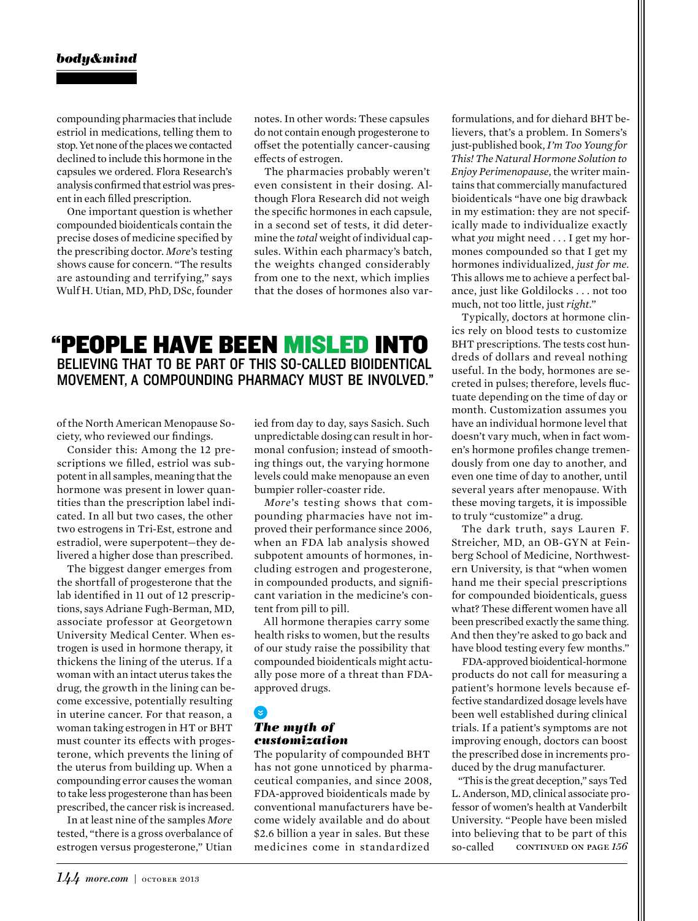compounding pharmacies that include estriol in medications, telling them to stop. Yet none of the places we contacted declined to include this hormone in the capsules we ordered. Flora Research's analysis confirmed that estriol was present in each filled prescription.

One important question is whether compounded bioidenticals contain the precise doses of medicine specified by the prescribing doctor. *More*'s testing shows cause for concern. "The results are astounding and terrifying," says Wulf H. Utian, MD, PhD, DSc, founder of the North American Menopause Society, who reviewed our findings.

Consider this: Among the 12 prescriptions we filled, estriol was subpotent in all samples, meaning that the hormone was present in lower quantities than the prescription label indicated. In all but two cases, the other two estrogens in Tri-Est, estrone and estradiol, were superpotent—they delivered a higher dose than prescribed.

The biggest danger emerges from the shortfall of progesterone that the lab identified in 11 out of 12 prescriptions, says Adriane Fugh-Berman, MD, associate professor at Georgetown University Medical Center. When estrogen is used in hormone therapy, it thickens the lining of the uterus. If a woman with an intact uterus takes the drug, the growth in the lining can become excessive, potentially resulting in uterine cancer. For that reason, a woman taking estrogen in HT or BHT must counter its effects with progesterone, which prevents the lining of the uterus from building up. When a compounding error causes the woman to take less progesterone than has been prescribed, the cancer risk is increased.

In at least nine of the samples *More* tested, "there is a gross overbalance of estrogen versus progesterone," Utian notes. In other words: These capsules do not contain enough progesterone to offset the potentially cancer-causing effects of estrogen.

The pharmacies probably weren't even consistent in their dosing. Although Flora Research did not weigh the specific hormones in each capsule, in a second set of tests, it did determine the *total* weight of individual capsules. Within each pharmacy's batch, the weights changed considerably from one to the next, which implies that the doses of hormones also varied from day to day, says Sasich. Such unpredictable dosing can result in hormonal confusion; instead of smoothing things out, the varying hormone levels could make menopause an even bumpier roller-coaster ride.

*More*'s testing shows that compounding pharmacies have not improved their performance since 2006, when an FDA lab analysis showed subpotent amounts of hormones, including estrogen and progesterone, in compounded products, and significant variation in the medicine's content from pill to pill.

All hormone therapies carry some health risks to women, but the results of our study raise the possibility that compounded bioidenticals might actually pose more of a threat than FDA-approved drugs.

## "PEOPLE HAVE BEEN MISLED INTO BELIEVING THAT TO BE PART OF THIS SO-CALLED BIOIDENTICAL MOVEMENT, A COMPOUNDING PHARMACY MUST BE INVOLVED."

### *The myth of customization*

The popularity of compounded BHT has not gone unnoticed by pharmaceutical companies, and since 2008, FDA-approved bioidenticals made by conventional manufacturers have become widely available and do about $2.6 billion a year in sales. But these medicines come in standardized formulations, and for diehard BHT believers, that's a problem. In Somers's just-published book, *I'm Too Young for This! The Natural Hormone Solution to Enjoy Perimenopause*, the writer maintains that commercially manufactured bioidenticals "have one big drawback in my estimation: they are not specifically made to individualize exactly what *you* might need . . . I get my hormones compounded so that I get my hormones individualized, *just for me*. This allows me to achieve a perfect balance, just like Goldilocks . . . not too much, not too little, just *right*."

Typically, doctors at hormone clinics rely on blood tests to customize BHT prescriptions. The tests cost hundreds of dollars and reveal nothing useful. In the body, hormones are secreted in pulses; therefore, levels fluctuate depending on the time of day or month. Customization assumes you have an individual hormone level that doesn't vary much, when in fact women's hormone profiles change tremendously from one day to another, and even one time of day to another, until several years after menopause. With these moving targets, it is impossible to truly "customize" a drug.

The dark truth, says Lauren F. Streicher, MD, an OB-GYN at Feinberg School of Medicine, Northwestern University, is that "when women hand me their special prescriptions for compounded bioidenticals, guess what? These different women have all been prescribed exactly the same thing. And then they're asked to go back and have blood testing every few months."

FDA-approved bioidentical-hormone products do not call for measuring a patient's hormone levels because effective standardized dosage levels have been well established during clinical trials. If a patient's symptoms are not improving enough, doctors can boost the prescribed dose in increments produced by the drug manufacturer.

"This is the great deception," says Ted L. Anderson, MD, clinical associate professor of women's health at Vanderbilt University. "People have been misled into believing that to be part of this so-called CONTINUED ON PAGE *156*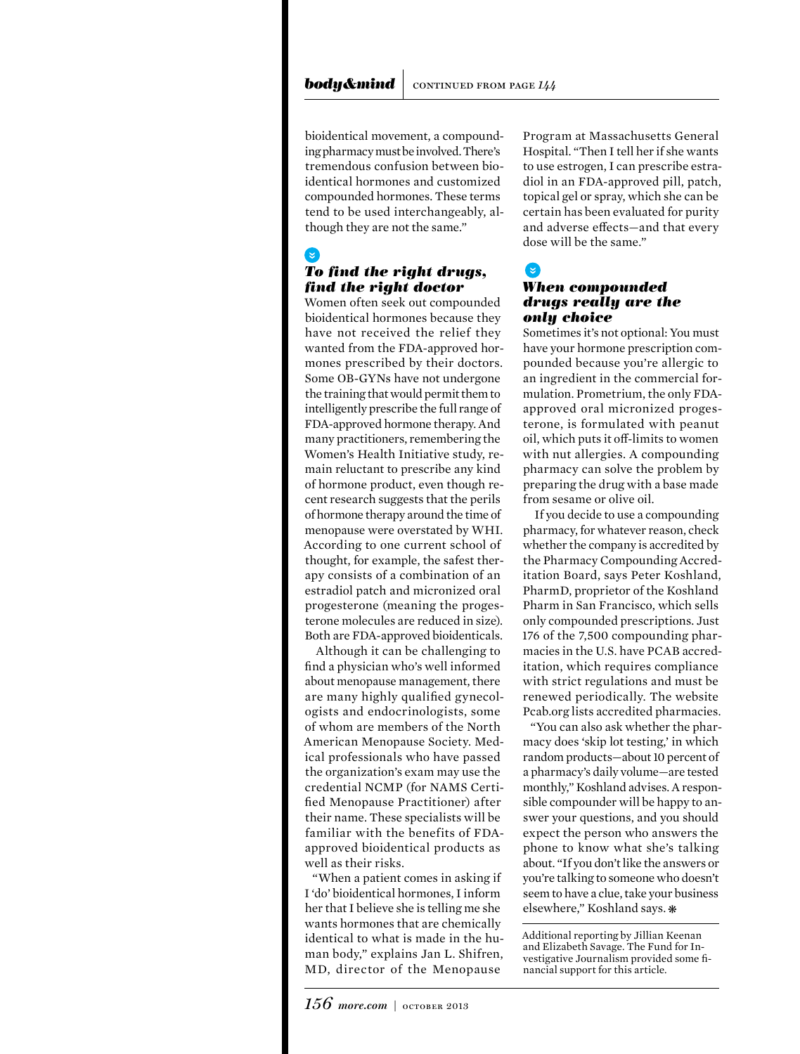bioidentical movement, a compounding pharmacy must be involved. There's tremendous confusion between bioidentical hormones and customized compounded hormones. These terms tend to be used interchangeably, although they are not the same."

### To find the right drugs, find the right doctor

Women often seek out compounded bioidentical hormones because they have not received the relief they wanted from the FDA-approved hormones prescribed by their doctors. Some OB-GYNs have not undergone the training that would permit them to intelligently prescribe the full range of FDA-approved hormone therapy. And many practitioners, remembering the Women's Health Initiative study, remain reluctant to prescribe any kind of hormone product, even though recent research suggests that the perils of hormone therapy around the time of menopause were overstated by WHI. According to one current school of thought, for example, the safest therapy consists of a combination of an estradiol patch and micronized oral progesterone (meaning the progesterone molecules are reduced in size). Both are FDA-approved bioidenticals.

Although it can be challenging to find a physician who's well informed about menopause management, there are many highly qualified gynecologists and endocrinologists, some of whom are members of the North American Menopause Society. Medical professionals who have passed the organization's exam may use the credential NCMP (for NAMS Certified Menopause Practitioner) after their name. These specialists will be familiar with the benefits of FDA-approved bioidentical products as well as their risks.

"When a patient comes in asking if I 'do' bioidentical hormones, I inform her that I believe she is telling me she wants hormones that are chemically identical to what is made in the human body," explains Jan L. Shifren, MD, director of the Menopause Program at Massachusetts General Hospital. "Then I tell her if she wants to use estrogen, I can prescribe estradiol in an FDA-approved pill, patch, topical gel or spray, which she can be certain has been evaluated for purity and adverse effects—and that every dose will be the same."

### When compounded drugs really are the only choice

Sometimes it's not optional: You must have your hormone prescription compounded because you're allergic to an ingredient in the commercial formulation. Prometrium, the only FDA-approved oral micronized progesterone, is formulated with peanut oil, which puts it off-limits to women with nut allergies. A compounding pharmacy can solve the problem by preparing the drug with a base made from sesame or olive oil.

If you decide to use a compounding pharmacy, for whatever reason, check whether the company is accredited by the Pharmacy Compounding Accreditation Board, says Peter Koshland, PharmD, proprietor of the Koshland Pharm in San Francisco, which sells only compounded prescriptions. Just 176 of the 7,500 compounding pharmacies in the U.S. have PCAB accreditation, which requires compliance with strict regulations and must be renewed periodically. The website Pcab.org lists accredited pharmacies.

"You can also ask whether the pharmacy does 'skip lot testing,' in which random products—about 10 percent of a pharmacy's daily volume—are tested monthly," Koshland advises. A responsible compounder will be happy to answer your questions, and you should expect the person who answers the phone to know what she's talking about. "If you don't like the answers or you're talking to someone who doesn't seem to have a clue, take your business elsewhere," Koshland says. ⁕

---

Additional reporting by Jillian Keenan and Elizabeth Savage. The Fund for Investigative Journalism provided some financial support for this article.